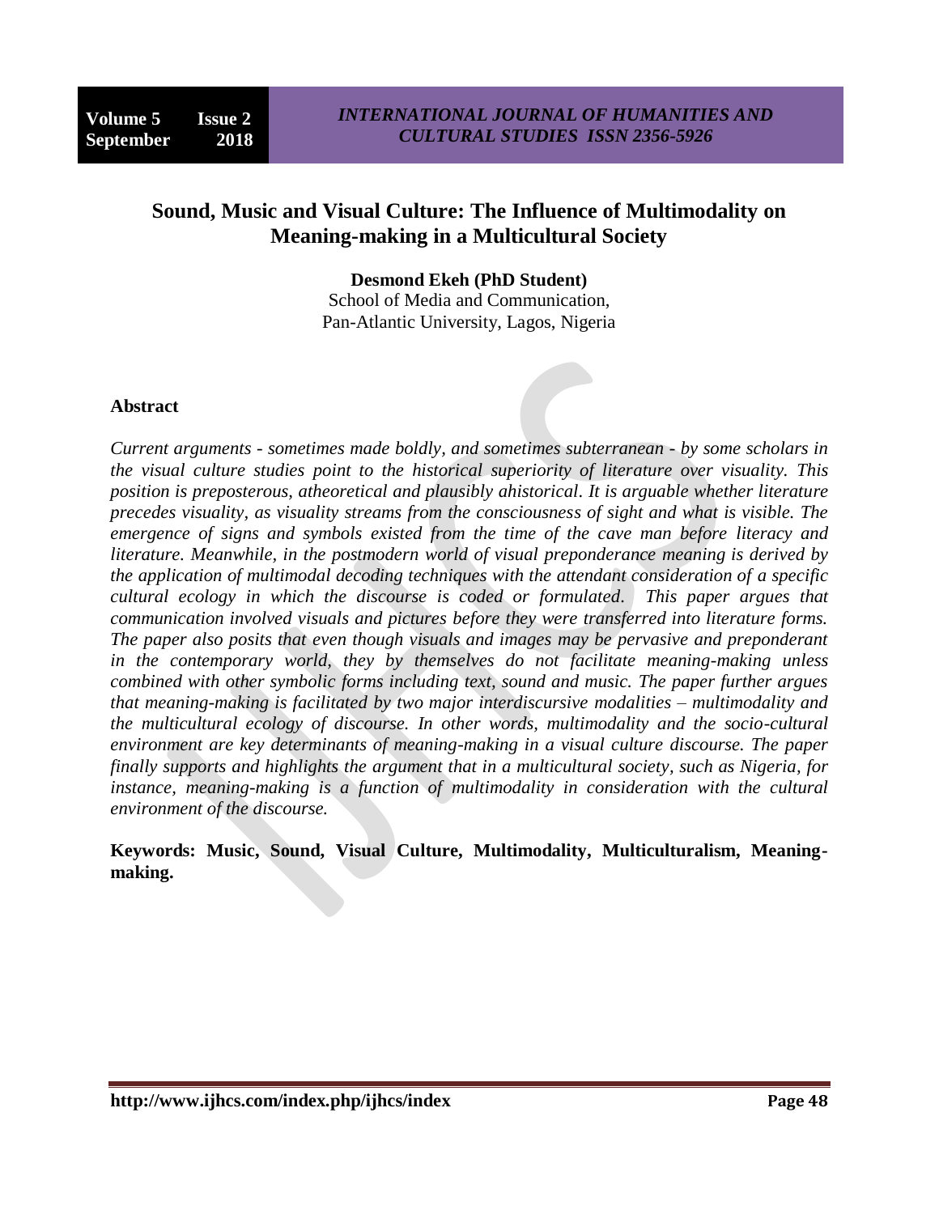# Sound, Music and Visual Culture: The Influence of Multimodality on Meaning-making in a Multicultural Society

**Desmond Ekeh (PhD Student)**
School of Media and Communication,
Pan-Atlantic University, Lagos, Nigeria

## Abstract

*Current arguments - sometimes made boldly, and sometimes subterranean - by some scholars in the visual culture studies point to the historical superiority of literature over visuality. This position is preposterous, atheoretical and plausibly ahistorical. It is arguable whether literature precedes visuality, as visuality streams from the consciousness of sight and what is visible. The emergence of signs and symbols existed from the time of the cave man before literacy and literature. Meanwhile, in the postmodern world of visual preponderance meaning is derived by the application of multimodal decoding techniques with the attendant consideration of a specific cultural ecology in which the discourse is coded or formulated. This paper argues that communication involved visuals and pictures before they were transferred into literature forms. The paper also posits that even though visuals and images may be pervasive and preponderant in the contemporary world, they by themselves do not facilitate meaning-making unless combined with other symbolic forms including text, sound and music. The paper further argues that meaning-making is facilitated by two major interdiscursive modalities – multimodality and the multicultural ecology of discourse. In other words, multimodality and the socio-cultural environment are key determinants of meaning-making in a visual culture discourse. The paper finally supports and highlights the argument that in a multicultural society, such as Nigeria, for instance, meaning-making is a function of multimodality in consideration with the cultural environment of the discourse.*

**Keywords: Music, Sound, Visual Culture, Multimodality, Multiculturalism, Meaning-making.**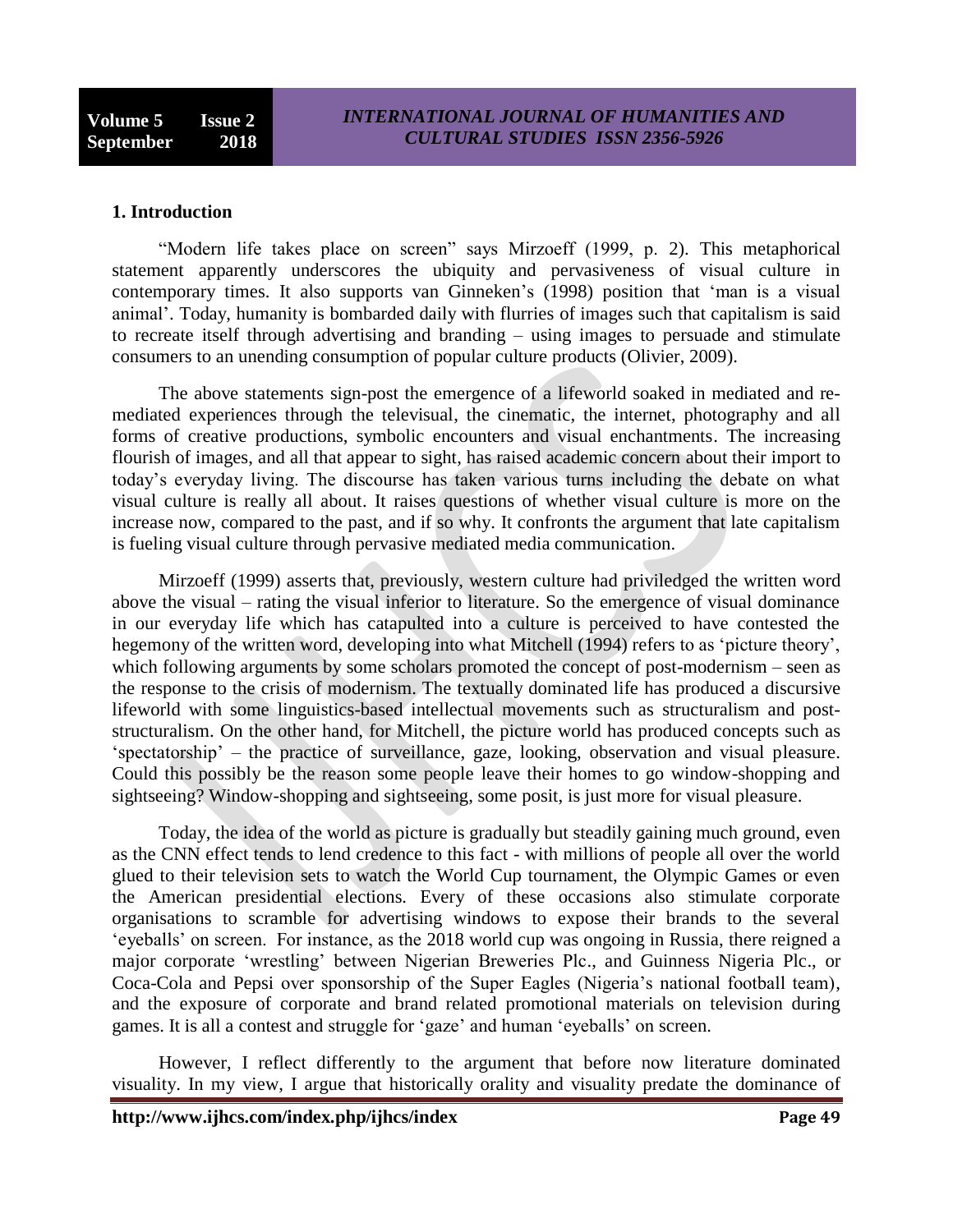## 1. Introduction

"Modern life takes place on screen" says Mirzoeff (1999, p. 2). This metaphorical statement apparently underscores the ubiquity and pervasiveness of visual culture in contemporary times. It also supports van Ginneken's (1998) position that 'man is a visual animal'. Today, humanity is bombarded daily with flurries of images such that capitalism is said to recreate itself through advertising and branding – using images to persuade and stimulate consumers to an unending consumption of popular culture products (Olivier, 2009).

The above statements sign-post the emergence of a lifeworld soaked in mediated and re-mediated experiences through the televisual, the cinematic, the internet, photography and all forms of creative productions, symbolic encounters and visual enchantments. The increasing flourish of images, and all that appear to sight, has raised academic concern about their import to today's everyday living. The discourse has taken various turns including the debate on what visual culture is really all about. It raises questions of whether visual culture is more on the increase now, compared to the past, and if so why. It confronts the argument that late capitalism is fueling visual culture through pervasive mediated media communication.

Mirzoeff (1999) asserts that, previously, western culture had priviledged the written word above the visual – rating the visual inferior to literature. So the emergence of visual dominance in our everyday life which has catapulted into a culture is perceived to have contested the hegemony of the written word, developing into what Mitchell (1994) refers to as 'picture theory', which following arguments by some scholars promoted the concept of post-modernism – seen as the response to the crisis of modernism. The textually dominated life has produced a discursive lifeworld with some linguistics-based intellectual movements such as structuralism and post-structuralism. On the other hand, for Mitchell, the picture world has produced concepts such as 'spectatorship' – the practice of surveillance, gaze, looking, observation and visual pleasure. Could this possibly be the reason some people leave their homes to go window-shopping and sightseeing? Window-shopping and sightseeing, some posit, is just more for visual pleasure.

Today, the idea of the world as picture is gradually but steadily gaining much ground, even as the CNN effect tends to lend credence to this fact - with millions of people all over the world glued to their television sets to watch the World Cup tournament, the Olympic Games or even the American presidential elections. Every of these occasions also stimulate corporate organisations to scramble for advertising windows to expose their brands to the several 'eyeballs' on screen. For instance, as the 2018 world cup was ongoing in Russia, there reigned a major corporate 'wrestling' between Nigerian Breweries Plc., and Guinness Nigeria Plc., or Coca-Cola and Pepsi over sponsorship of the Super Eagles (Nigeria's national football team), and the exposure of corporate and brand related promotional materials on television during games. It is all a contest and struggle for 'gaze' and human 'eyeballs' on screen.

However, I reflect differently to the argument that before now literature dominated visuality. In my view, I argue that historically orality and visuality predate the dominance of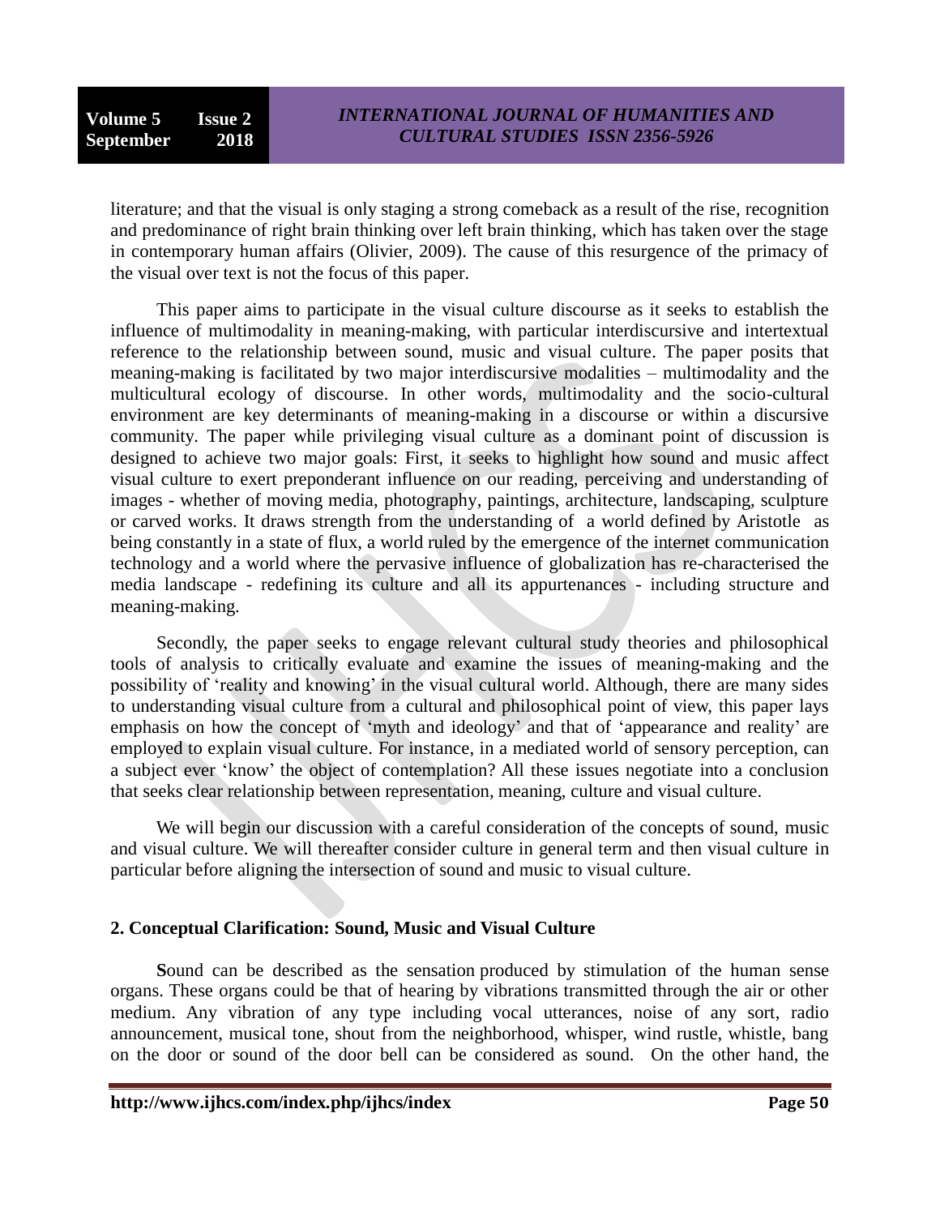literature; and that the visual is only staging a strong comeback as a result of the rise, recognition and predominance of right brain thinking over left brain thinking, which has taken over the stage in contemporary human affairs (Olivier, 2009). The cause of this resurgence of the primacy of the visual over text is not the focus of this paper.

This paper aims to participate in the visual culture discourse as it seeks to establish the influence of multimodality in meaning-making, with particular interdiscursive and intertextual reference to the relationship between sound, music and visual culture. The paper posits that meaning-making is facilitated by two major interdiscursive modalities – multimodality and the multicultural ecology of discourse. In other words, multimodality and the socio-cultural environment are key determinants of meaning-making in a discourse or within a discursive community. The paper while privileging visual culture as a dominant point of discussion is designed to achieve two major goals: First, it seeks to highlight how sound and music affect visual culture to exert preponderant influence on our reading, perceiving and understanding of images - whether of moving media, photography, paintings, architecture, landscaping, sculpture or carved works. It draws strength from the understanding of a world defined by Aristotle as being constantly in a state of flux, a world ruled by the emergence of the internet communication technology and a world where the pervasive influence of globalization has re-characterised the media landscape - redefining its culture and all its appurtenances - including structure and meaning-making.

Secondly, the paper seeks to engage relevant cultural study theories and philosophical tools of analysis to critically evaluate and examine the issues of meaning-making and the possibility of 'reality and knowing' in the visual cultural world. Although, there are many sides to understanding visual culture from a cultural and philosophical point of view, this paper lays emphasis on how the concept of 'myth and ideology' and that of 'appearance and reality' are employed to explain visual culture. For instance, in a mediated world of sensory perception, can a subject ever 'know' the object of contemplation? All these issues negotiate into a conclusion that seeks clear relationship between representation, meaning, culture and visual culture.

We will begin our discussion with a careful consideration of the concepts of sound, music and visual culture. We will thereafter consider culture in general term and then visual culture in particular before aligning the intersection of sound and music to visual culture.

## 2. Conceptual Clarification: Sound, Music and Visual Culture

**S**ound can be described as the sensation produced by stimulation of the human sense organs. These organs could be that of hearing by vibrations transmitted through the air or other medium. Any vibration of any type including vocal utterances, noise of any sort, radio announcement, musical tone, shout from the neighborhood, whisper, wind rustle, whistle, bang on the door or sound of the door bell can be considered as sound. On the other hand, the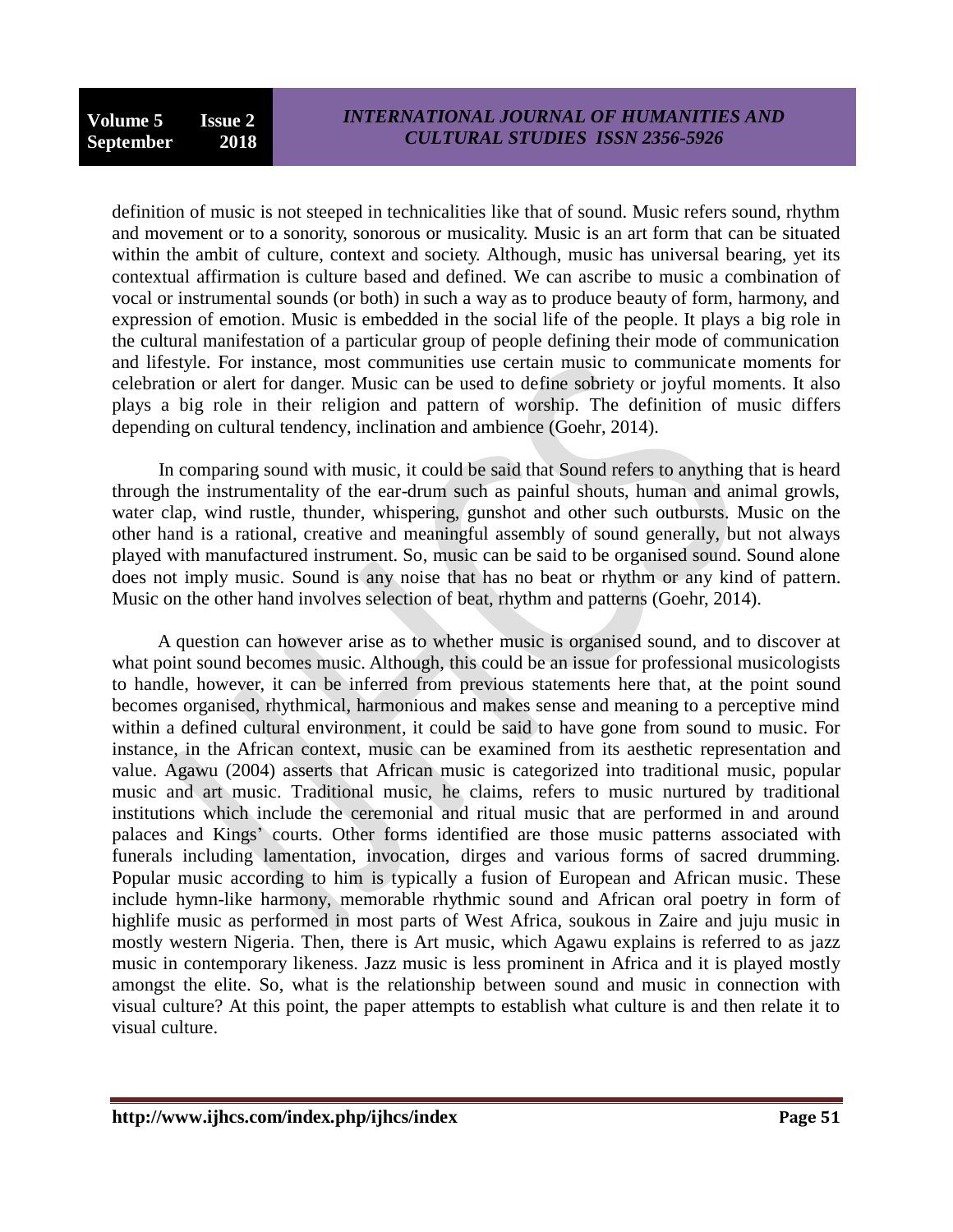definition of music is not steeped in technicalities like that of sound. Music refers sound, rhythm and movement or to a sonority, sonorous or musicality. Music is an art form that can be situated within the ambit of culture, context and society. Although, music has universal bearing, yet its contextual affirmation is culture based and defined. We can ascribe to music a combination of vocal or instrumental sounds (or both) in such a way as to produce beauty of form, harmony, and expression of emotion. Music is embedded in the social life of the people. It plays a big role in the cultural manifestation of a particular group of people defining their mode of communication and lifestyle. For instance, most communities use certain music to communicate moments for celebration or alert for danger. Music can be used to define sobriety or joyful moments. It also plays a big role in their religion and pattern of worship. The definition of music differs depending on cultural tendency, inclination and ambience (Goehr, 2014).

In comparing sound with music, it could be said that Sound refers to anything that is heard through the instrumentality of the ear-drum such as painful shouts, human and animal growls, water clap, wind rustle, thunder, whispering, gunshot and other such outbursts. Music on the other hand is a rational, creative and meaningful assembly of sound generally, but not always played with manufactured instrument. So, music can be said to be organised sound. Sound alone does not imply music. Sound is any noise that has no beat or rhythm or any kind of pattern. Music on the other hand involves selection of beat, rhythm and patterns (Goehr, 2014).

A question can however arise as to whether music is organised sound, and to discover at what point sound becomes music. Although, this could be an issue for professional musicologists to handle, however, it can be inferred from previous statements here that, at the point sound becomes organised, rhythmical, harmonious and makes sense and meaning to a perceptive mind within a defined cultural environment, it could be said to have gone from sound to music. For instance, in the African context, music can be examined from its aesthetic representation and value. Agawu (2004) asserts that African music is categorized into traditional music, popular music and art music. Traditional music, he claims, refers to music nurtured by traditional institutions which include the ceremonial and ritual music that are performed in and around palaces and Kings' courts. Other forms identified are those music patterns associated with funerals including lamentation, invocation, dirges and various forms of sacred drumming. Popular music according to him is typically a fusion of European and African music. These include hymn-like harmony, memorable rhythmic sound and African oral poetry in form of highlife music as performed in most parts of West Africa, soukous in Zaire and juju music in mostly western Nigeria. Then, there is Art music, which Agawu explains is referred to as jazz music in contemporary likeness. Jazz music is less prominent in Africa and it is played mostly amongst the elite. So, what is the relationship between sound and music in connection with visual culture? At this point, the paper attempts to establish what culture is and then relate it to visual culture.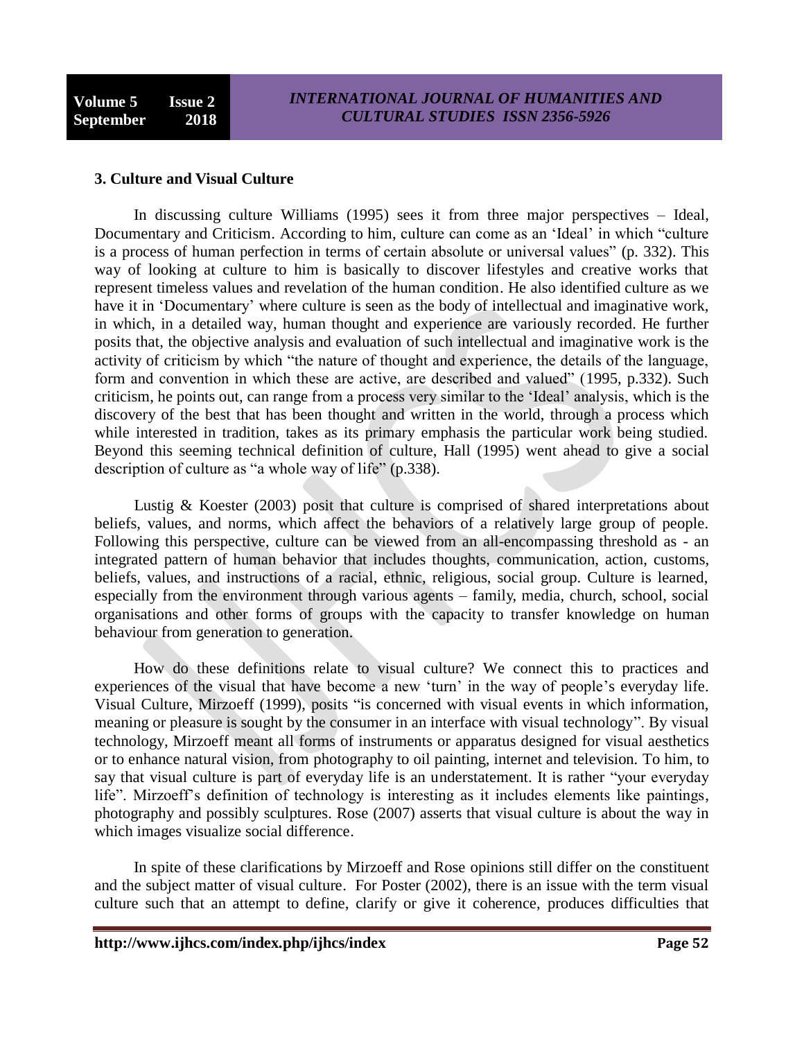### 3. Culture and Visual Culture

In discussing culture Williams (1995) sees it from three major perspectives – Ideal, Documentary and Criticism. According to him, culture can come as an 'Ideal' in which "culture is a process of human perfection in terms of certain absolute or universal values" (p. 332). This way of looking at culture to him is basically to discover lifestyles and creative works that represent timeless values and revelation of the human condition. He also identified culture as we have it in 'Documentary' where culture is seen as the body of intellectual and imaginative work, in which, in a detailed way, human thought and experience are variously recorded. He further posits that, the objective analysis and evaluation of such intellectual and imaginative work is the activity of criticism by which "the nature of thought and experience, the details of the language, form and convention in which these are active, are described and valued" (1995, p.332). Such criticism, he points out, can range from a process very similar to the 'Ideal' analysis, which is the discovery of the best that has been thought and written in the world, through a process which while interested in tradition, takes as its primary emphasis the particular work being studied. Beyond this seeming technical definition of culture, Hall (1995) went ahead to give a social description of culture as "a whole way of life" (p.338).

Lustig & Koester (2003) posit that culture is comprised of shared interpretations about beliefs, values, and norms, which affect the behaviors of a relatively large group of people. Following this perspective, culture can be viewed from an all-encompassing threshold as - an integrated pattern of human behavior that includes thoughts, communication, action, customs, beliefs, values, and instructions of a racial, ethnic, religious, social group. Culture is learned, especially from the environment through various agents – family, media, church, school, social organisations and other forms of groups with the capacity to transfer knowledge on human behaviour from generation to generation.

How do these definitions relate to visual culture? We connect this to practices and experiences of the visual that have become a new 'turn' in the way of people's everyday life. Visual Culture, Mirzoeff (1999), posits "is concerned with visual events in which information, meaning or pleasure is sought by the consumer in an interface with visual technology". By visual technology, Mirzoeff meant all forms of instruments or apparatus designed for visual aesthetics or to enhance natural vision, from photography to oil painting, internet and television. To him, to say that visual culture is part of everyday life is an understatement. It is rather "your everyday life". Mirzoeff's definition of technology is interesting as it includes elements like paintings, photography and possibly sculptures. Rose (2007) asserts that visual culture is about the way in which images visualize social difference.

In spite of these clarifications by Mirzoeff and Rose opinions still differ on the constituent and the subject matter of visual culture. For Poster (2002), there is an issue with the term visual culture such that an attempt to define, clarify or give it coherence, produces difficulties that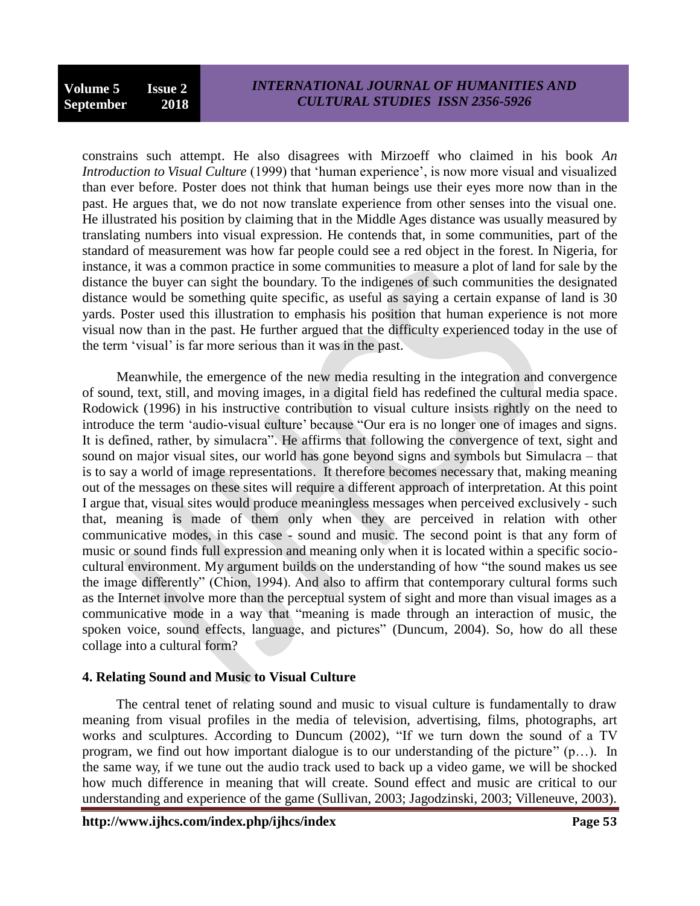constrains such attempt. He also disagrees with Mirzoeff who claimed in his book *An Introduction to Visual Culture* (1999) that 'human experience', is now more visual and visualized than ever before. Poster does not think that human beings use their eyes more now than in the past. He argues that, we do not now translate experience from other senses into the visual one. He illustrated his position by claiming that in the Middle Ages distance was usually measured by translating numbers into visual expression. He contends that, in some communities, part of the standard of measurement was how far people could see a red object in the forest. In Nigeria, for instance, it was a common practice in some communities to measure a plot of land for sale by the distance the buyer can sight the boundary. To the indigenes of such communities the designated distance would be something quite specific, as useful as saying a certain expanse of land is 30 yards. Poster used this illustration to emphasis his position that human experience is not more visual now than in the past. He further argued that the difficulty experienced today in the use of the term 'visual' is far more serious than it was in the past.

Meanwhile, the emergence of the new media resulting in the integration and convergence of sound, text, still, and moving images, in a digital field has redefined the cultural media space. Rodowick (1996) in his instructive contribution to visual culture insists rightly on the need to introduce the term 'audio-visual culture' because "Our era is no longer one of images and signs. It is defined, rather, by simulacra". He affirms that following the convergence of text, sight and sound on major visual sites, our world has gone beyond signs and symbols but Simulacra – that is to say a world of image representations. It therefore becomes necessary that, making meaning out of the messages on these sites will require a different approach of interpretation. At this point I argue that, visual sites would produce meaningless messages when perceived exclusively - such that, meaning is made of them only when they are perceived in relation with other communicative modes, in this case - sound and music. The second point is that any form of music or sound finds full expression and meaning only when it is located within a specific socio-cultural environment. My argument builds on the understanding of how "the sound makes us see the image differently" (Chion, 1994). And also to affirm that contemporary cultural forms such as the Internet involve more than the perceptual system of sight and more than visual images as a communicative mode in a way that "meaning is made through an interaction of music, the spoken voice, sound effects, language, and pictures" (Duncum, 2004). So, how do all these collage into a cultural form?

## 4. Relating Sound and Music to Visual Culture

The central tenet of relating sound and music to visual culture is fundamentally to draw meaning from visual profiles in the media of television, advertising, films, photographs, art works and sculptures. According to Duncum (2002), "If we turn down the sound of a TV program, we find out how important dialogue is to our understanding of the picture" (p…). In the same way, if we tune out the audio track used to back up a video game, we will be shocked how much difference in meaning that will create. Sound effect and music are critical to our understanding and experience of the game (Sullivan, 2003; Jagodzinski, 2003; Villeneuve, 2003).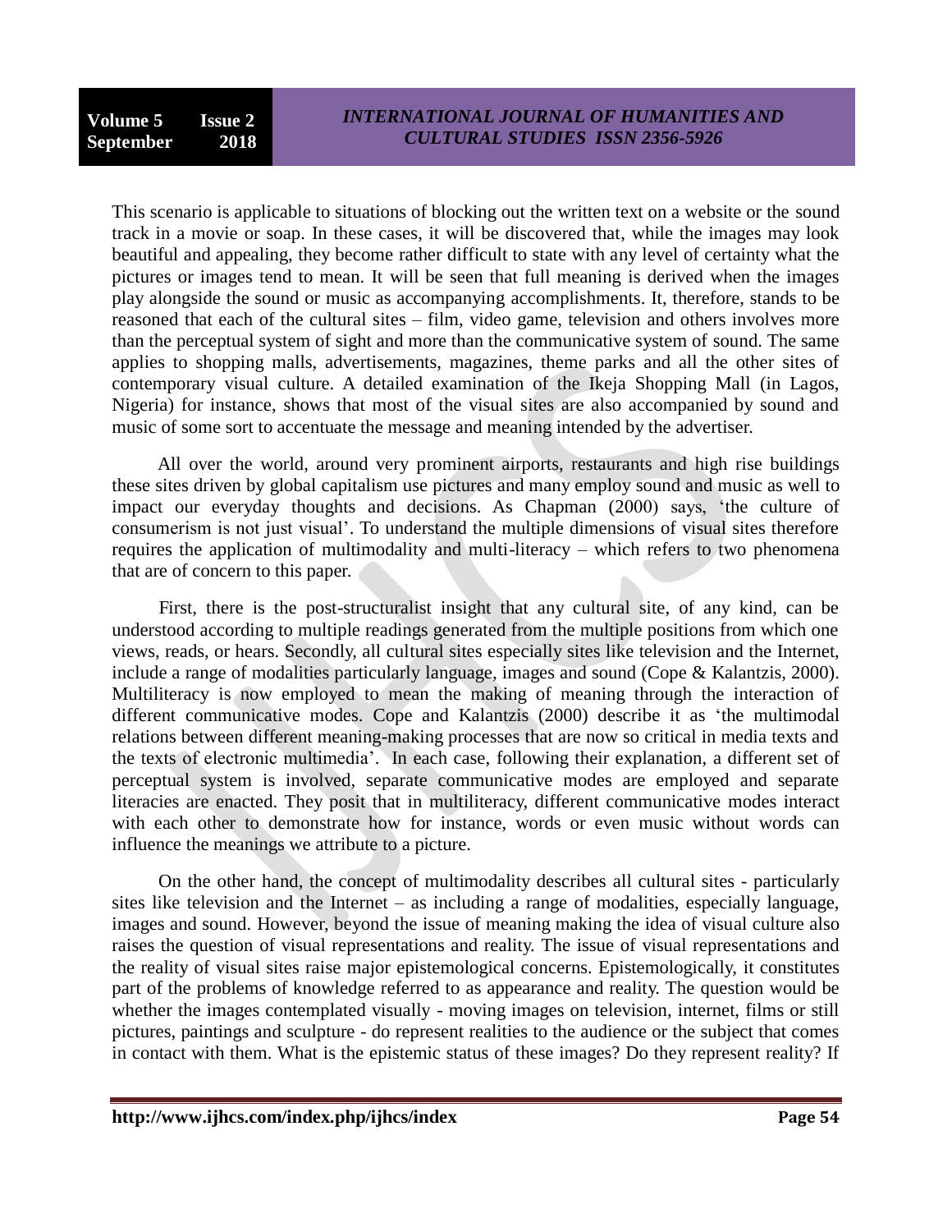This scenario is applicable to situations of blocking out the written text on a website or the sound track in a movie or soap. In these cases, it will be discovered that, while the images may look beautiful and appealing, they become rather difficult to state with any level of certainty what the pictures or images tend to mean. It will be seen that full meaning is derived when the images play alongside the sound or music as accompanying accomplishments. It, therefore, stands to be reasoned that each of the cultural sites – film, video game, television and others involves more than the perceptual system of sight and more than the communicative system of sound. The same applies to shopping malls, advertisements, magazines, theme parks and all the other sites of contemporary visual culture. A detailed examination of the Ikeja Shopping Mall (in Lagos, Nigeria) for instance, shows that most of the visual sites are also accompanied by sound and music of some sort to accentuate the message and meaning intended by the advertiser.

All over the world, around very prominent airports, restaurants and high rise buildings these sites driven by global capitalism use pictures and many employ sound and music as well to impact our everyday thoughts and decisions. As Chapman (2000) says, 'the culture of consumerism is not just visual'. To understand the multiple dimensions of visual sites therefore requires the application of multimodality and multi-literacy – which refers to two phenomena that are of concern to this paper.

First, there is the post-structuralist insight that any cultural site, of any kind, can be understood according to multiple readings generated from the multiple positions from which one views, reads, or hears. Secondly, all cultural sites especially sites like television and the Internet, include a range of modalities particularly language, images and sound (Cope & Kalantzis, 2000). Multiliteracy is now employed to mean the making of meaning through the interaction of different communicative modes. Cope and Kalantzis (2000) describe it as 'the multimodal relations between different meaning-making processes that are now so critical in media texts and the texts of electronic multimedia'. In each case, following their explanation, a different set of perceptual system is involved, separate communicative modes are employed and separate literacies are enacted. They posit that in multiliteracy, different communicative modes interact with each other to demonstrate how for instance, words or even music without words can influence the meanings we attribute to a picture.

On the other hand, the concept of multimodality describes all cultural sites - particularly sites like television and the Internet – as including a range of modalities, especially language, images and sound. However, beyond the issue of meaning making the idea of visual culture also raises the question of visual representations and reality. The issue of visual representations and the reality of visual sites raise major epistemological concerns. Epistemologically, it constitutes part of the problems of knowledge referred to as appearance and reality. The question would be whether the images contemplated visually - moving images on television, internet, films or still pictures, paintings and sculpture - do represent realities to the audience or the subject that comes in contact with them. What is the epistemic status of these images? Do they represent reality? If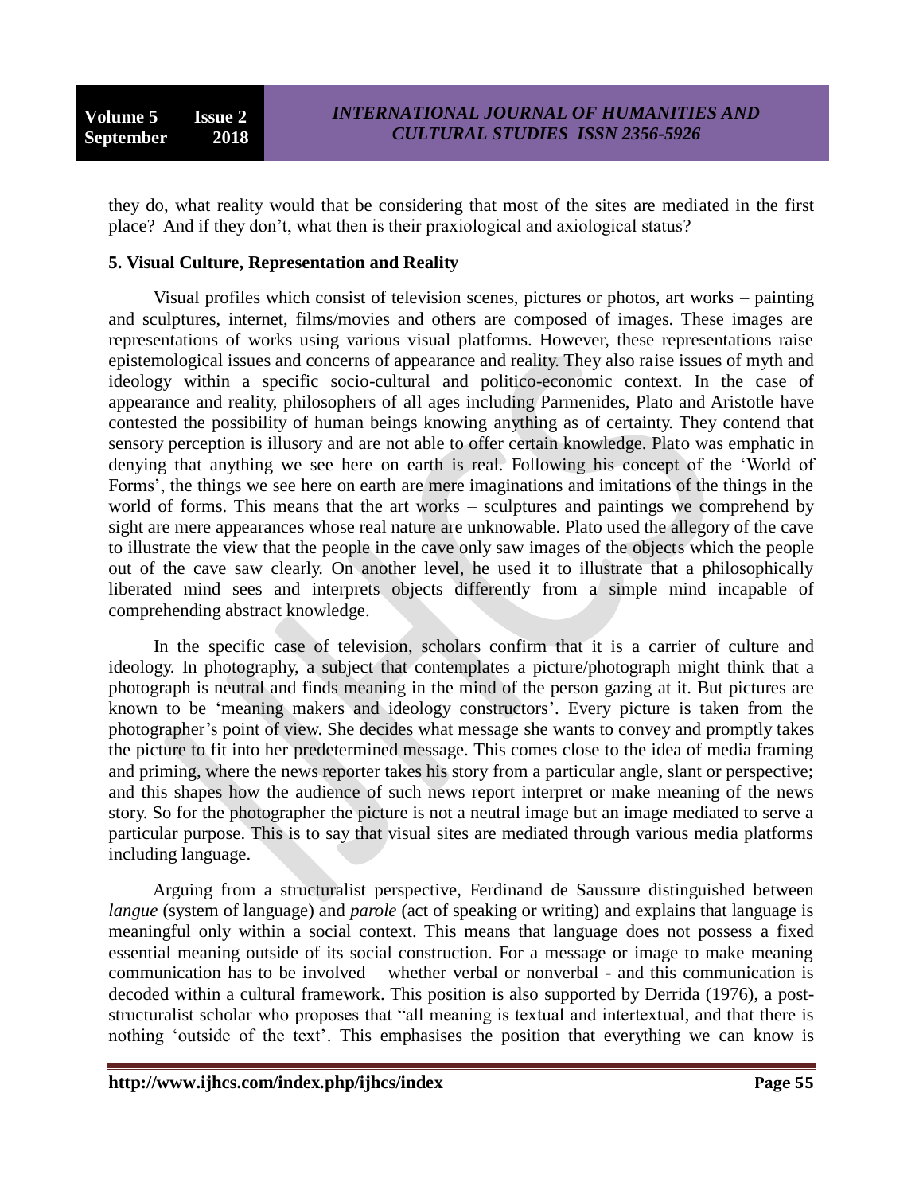they do, what reality would that be considering that most of the sites are mediated in the first place? And if they don't, what then is their praxiological and axiological status?

## 5. Visual Culture, Representation and Reality

Visual profiles which consist of television scenes, pictures or photos, art works – painting and sculptures, internet, films/movies and others are composed of images. These images are representations of works using various visual platforms. However, these representations raise epistemological issues and concerns of appearance and reality. They also raise issues of myth and ideology within a specific socio-cultural and politico-economic context. In the case of appearance and reality, philosophers of all ages including Parmenides, Plato and Aristotle have contested the possibility of human beings knowing anything as of certainty. They contend that sensory perception is illusory and are not able to offer certain knowledge. Plato was emphatic in denying that anything we see here on earth is real. Following his concept of the 'World of Forms', the things we see here on earth are mere imaginations and imitations of the things in the world of forms. This means that the art works – sculptures and paintings we comprehend by sight are mere appearances whose real nature are unknowable. Plato used the allegory of the cave to illustrate the view that the people in the cave only saw images of the objects which the people out of the cave saw clearly. On another level, he used it to illustrate that a philosophically liberated mind sees and interprets objects differently from a simple mind incapable of comprehending abstract knowledge.

In the specific case of television, scholars confirm that it is a carrier of culture and ideology. In photography, a subject that contemplates a picture/photograph might think that a photograph is neutral and finds meaning in the mind of the person gazing at it. But pictures are known to be 'meaning makers and ideology constructors'. Every picture is taken from the photographer's point of view. She decides what message she wants to convey and promptly takes the picture to fit into her predetermined message. This comes close to the idea of media framing and priming, where the news reporter takes his story from a particular angle, slant or perspective; and this shapes how the audience of such news report interpret or make meaning of the news story. So for the photographer the picture is not a neutral image but an image mediated to serve a particular purpose. This is to say that visual sites are mediated through various media platforms including language.

Arguing from a structuralist perspective, Ferdinand de Saussure distinguished between *langue* (system of language) and *parole* (act of speaking or writing) and explains that language is meaningful only within a social context. This means that language does not possess a fixed essential meaning outside of its social construction. For a message or image to make meaning communication has to be involved – whether verbal or nonverbal - and this communication is decoded within a cultural framework. This position is also supported by Derrida (1976), a post-structuralist scholar who proposes that "all meaning is textual and intertextual, and that there is nothing 'outside of the text'. This emphasises the position that everything we can know is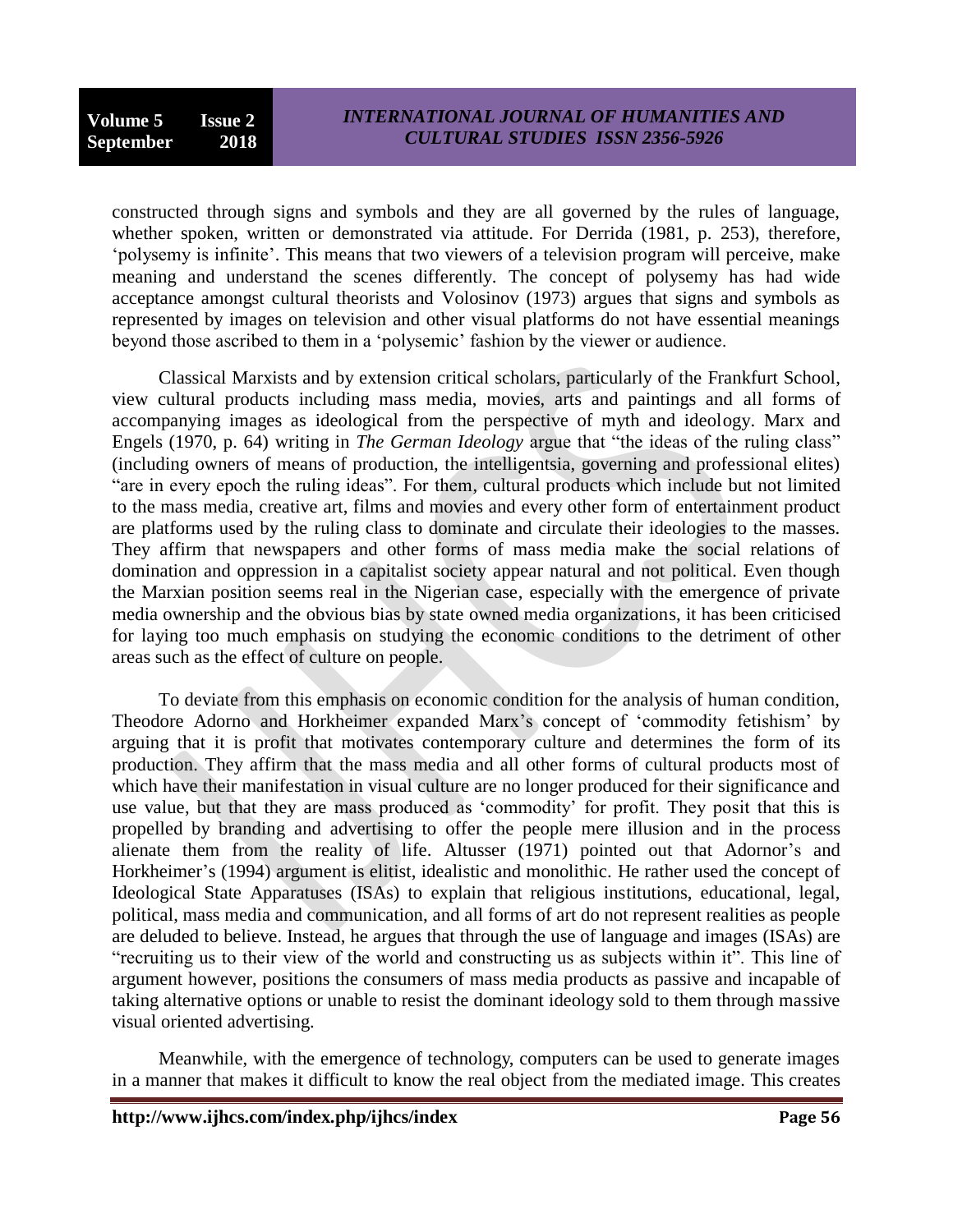constructed through signs and symbols and they are all governed by the rules of language, whether spoken, written or demonstrated via attitude. For Derrida (1981, p. 253), therefore, 'polysemy is infinite'. This means that two viewers of a television program will perceive, make meaning and understand the scenes differently. The concept of polysemy has had wide acceptance amongst cultural theorists and Volosinov (1973) argues that signs and symbols as represented by images on television and other visual platforms do not have essential meanings beyond those ascribed to them in a 'polysemic' fashion by the viewer or audience.

Classical Marxists and by extension critical scholars, particularly of the Frankfurt School, view cultural products including mass media, movies, arts and paintings and all forms of accompanying images as ideological from the perspective of myth and ideology. Marx and Engels (1970, p. 64) writing in *The German Ideology* argue that "the ideas of the ruling class" (including owners of means of production, the intelligentsia, governing and professional elites) "are in every epoch the ruling ideas". For them, cultural products which include but not limited to the mass media, creative art, films and movies and every other form of entertainment product are platforms used by the ruling class to dominate and circulate their ideologies to the masses. They affirm that newspapers and other forms of mass media make the social relations of domination and oppression in a capitalist society appear natural and not political. Even though the Marxian position seems real in the Nigerian case, especially with the emergence of private media ownership and the obvious bias by state owned media organizations, it has been criticised for laying too much emphasis on studying the economic conditions to the detriment of other areas such as the effect of culture on people.

To deviate from this emphasis on economic condition for the analysis of human condition, Theodore Adorno and Horkheimer expanded Marx's concept of 'commodity fetishism' by arguing that it is profit that motivates contemporary culture and determines the form of its production. They affirm that the mass media and all other forms of cultural products most of which have their manifestation in visual culture are no longer produced for their significance and use value, but that they are mass produced as 'commodity' for profit. They posit that this is propelled by branding and advertising to offer the people mere illusion and in the process alienate them from the reality of life. Altusser (1971) pointed out that Adornor's and Horkheimer's (1994) argument is elitist, idealistic and monolithic. He rather used the concept of Ideological State Apparatuses (ISAs) to explain that religious institutions, educational, legal, political, mass media and communication, and all forms of art do not represent realities as people are deluded to believe. Instead, he argues that through the use of language and images (ISAs) are "recruiting us to their view of the world and constructing us as subjects within it". This line of argument however, positions the consumers of mass media products as passive and incapable of taking alternative options or unable to resist the dominant ideology sold to them through massive visual oriented advertising.

Meanwhile, with the emergence of technology, computers can be used to generate images in a manner that makes it difficult to know the real object from the mediated image. This creates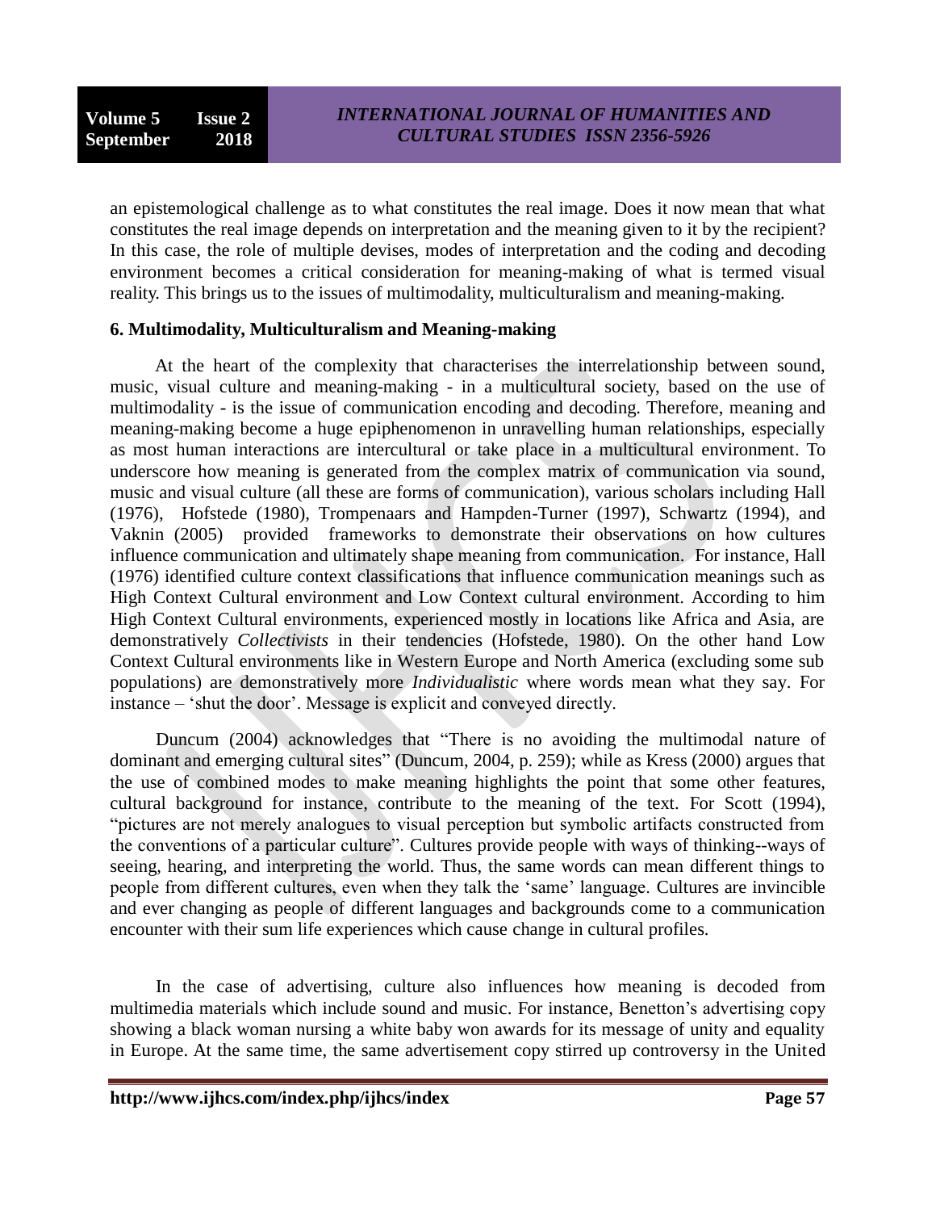an epistemological challenge as to what constitutes the real image. Does it now mean that what constitutes the real image depends on interpretation and the meaning given to it by the recipient? In this case, the role of multiple devises, modes of interpretation and the coding and decoding environment becomes a critical consideration for meaning-making of what is termed visual reality. This brings us to the issues of multimodality, multiculturalism and meaning-making.

## 6. Multimodality, Multiculturalism and Meaning-making

At the heart of the complexity that characterises the interrelationship between sound, music, visual culture and meaning-making - in a multicultural society, based on the use of multimodality - is the issue of communication encoding and decoding. Therefore, meaning and meaning-making become a huge epiphenomenon in unravelling human relationships, especially as most human interactions are intercultural or take place in a multicultural environment. To underscore how meaning is generated from the complex matrix of communication via sound, music and visual culture (all these are forms of communication), various scholars including Hall (1976), Hofstede (1980), Trompenaars and Hampden-Turner (1997), Schwartz (1994), and Vaknin (2005) provided frameworks to demonstrate their observations on how cultures influence communication and ultimately shape meaning from communication. For instance, Hall (1976) identified culture context classifications that influence communication meanings such as High Context Cultural environment and Low Context cultural environment. According to him High Context Cultural environments, experienced mostly in locations like Africa and Asia, are demonstratively *Collectivists* in their tendencies (Hofstede, 1980). On the other hand Low Context Cultural environments like in Western Europe and North America (excluding some sub populations) are demonstratively more *Individualistic* where words mean what they say. For instance – 'shut the door'. Message is explicit and conveyed directly.

Duncum (2004) acknowledges that "There is no avoiding the multimodal nature of dominant and emerging cultural sites" (Duncum, 2004, p. 259); while as Kress (2000) argues that the use of combined modes to make meaning highlights the point that some other features, cultural background for instance, contribute to the meaning of the text. For Scott (1994), "pictures are not merely analogues to visual perception but symbolic artifacts constructed from the conventions of a particular culture". Cultures provide people with ways of thinking--ways of seeing, hearing, and interpreting the world. Thus, the same words can mean different things to people from different cultures, even when they talk the 'same' language. Cultures are invincible and ever changing as people of different languages and backgrounds come to a communication encounter with their sum life experiences which cause change in cultural profiles.

In the case of advertising, culture also influences how meaning is decoded from multimedia materials which include sound and music. For instance, Benetton's advertising copy showing a black woman nursing a white baby won awards for its message of unity and equality in Europe. At the same time, the same advertisement copy stirred up controversy in the United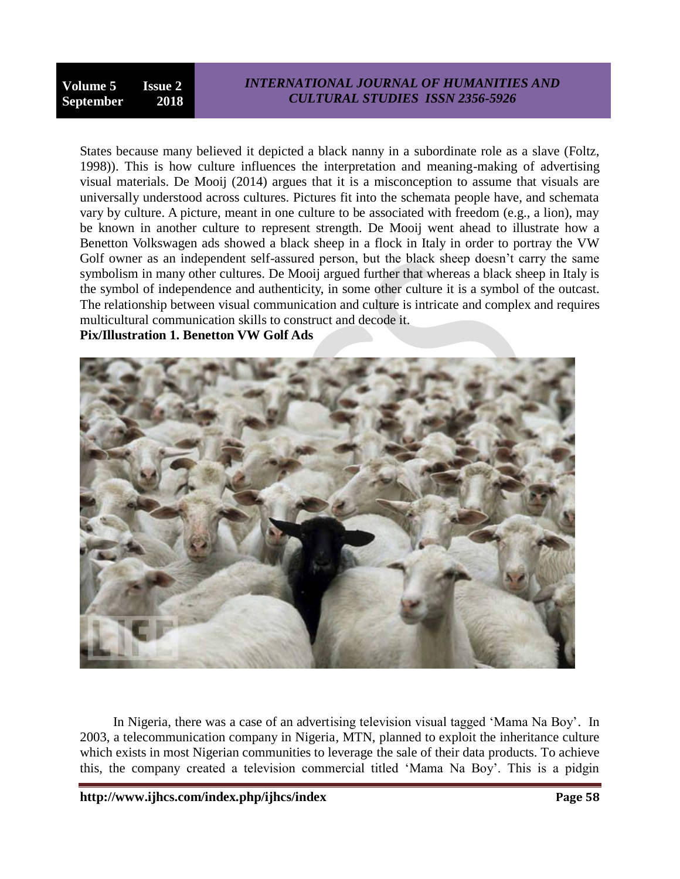States because many believed it depicted a black nanny in a subordinate role as a slave (Foltz, 1998)). This is how culture influences the interpretation and meaning-making of advertising visual materials. De Mooij (2014) argues that it is a misconception to assume that visuals are universally understood across cultures. Pictures fit into the schemata people have, and schemata vary by culture. A picture, meant in one culture to be associated with freedom (e.g., a lion), may be known in another culture to represent strength. De Mooij went ahead to illustrate how a Benetton Volkswagen ads showed a black sheep in a flock in Italy in order to portray the VW Golf owner as an independent self-assured person, but the black sheep doesn't carry the same symbolism in many other cultures. De Mooij argued further that whereas a black sheep in Italy is the symbol of independence and authenticity, in some other culture it is a symbol of the outcast. The relationship between visual communication and culture is intricate and complex and requires multicultural communication skills to construct and decode it.

**Pix/Illustration 1. Benetton VW Golf Ads**

In Nigeria, there was a case of an advertising television visual tagged 'Mama Na Boy'. In 2003, a telecommunication company in Nigeria, MTN, planned to exploit the inheritance culture which exists in most Nigerian communities to leverage the sale of their data products. To achieve this, the company created a television commercial titled 'Mama Na Boy'. This is a pidgin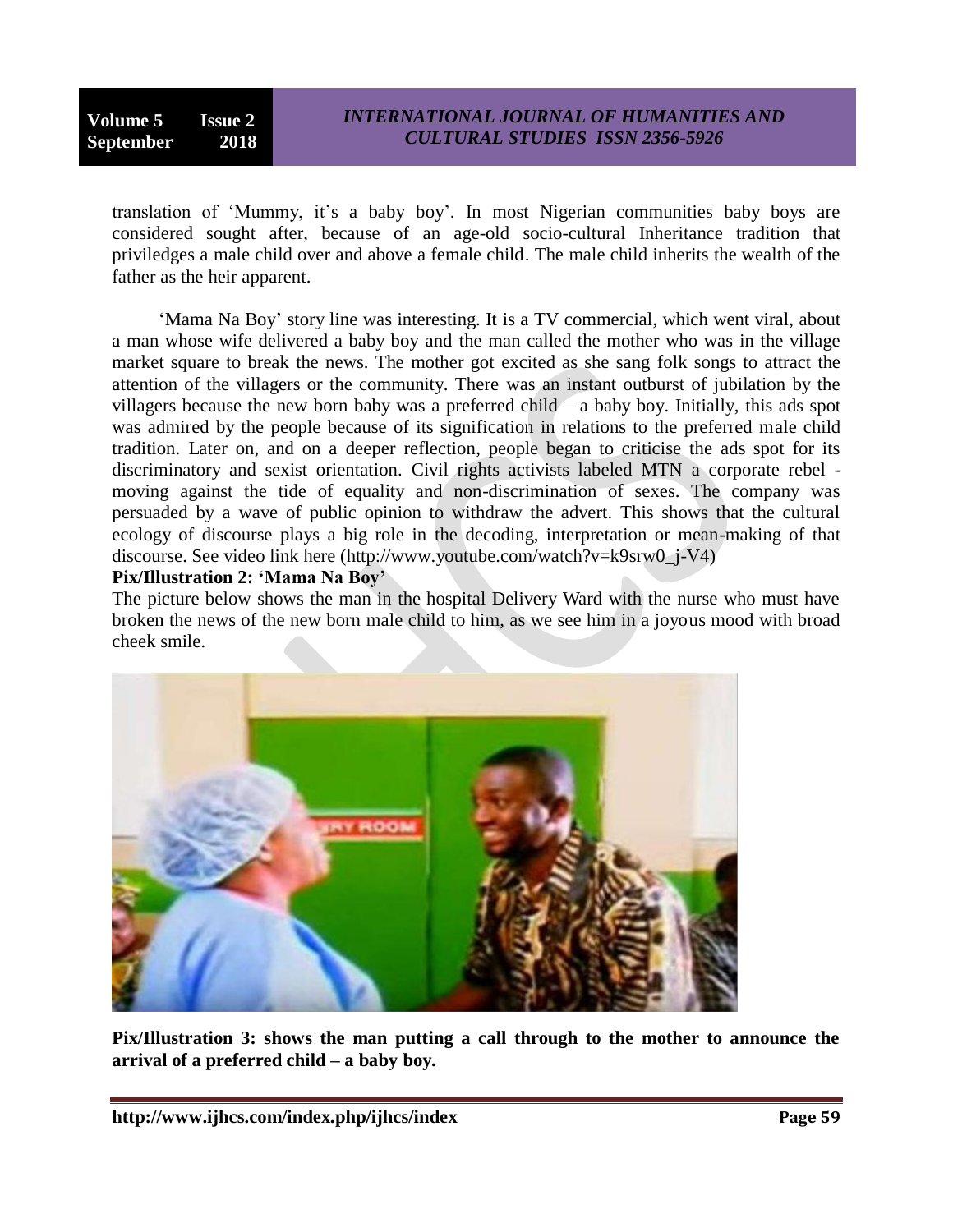translation of 'Mummy, it's a baby boy'. In most Nigerian communities baby boys are considered sought after, because of an age-old socio-cultural Inheritance tradition that priviledges a male child over and above a female child. The male child inherits the wealth of the father as the heir apparent.

'Mama Na Boy' story line was interesting. It is a TV commercial, which went viral, about a man whose wife delivered a baby boy and the man called the mother who was in the village market square to break the news. The mother got excited as she sang folk songs to attract the attention of the villagers or the community. There was an instant outburst of jubilation by the villagers because the new born baby was a preferred child – a baby boy. Initially, this ads spot was admired by the people because of its signification in relations to the preferred male child tradition. Later on, and on a deeper reflection, people began to criticise the ads spot for its discriminatory and sexist orientation. Civil rights activists labeled MTN a corporate rebel - moving against the tide of equality and non-discrimination of sexes. The company was persuaded by a wave of public opinion to withdraw the advert. This shows that the cultural ecology of discourse plays a big role in the decoding, interpretation or mean-making of that discourse. See video link here (http://www.youtube.com/watch?v=k9srw0_j-V4)

**Pix/Illustration 2: 'Mama Na Boy'**

The picture below shows the man in the hospital Delivery Ward with the nurse who must have broken the news of the new born male child to him, as we see him in a joyous mood with broad cheek smile.

**Pix/Illustration 3: shows the man putting a call through to the mother to announce the arrival of a preferred child – a baby boy.**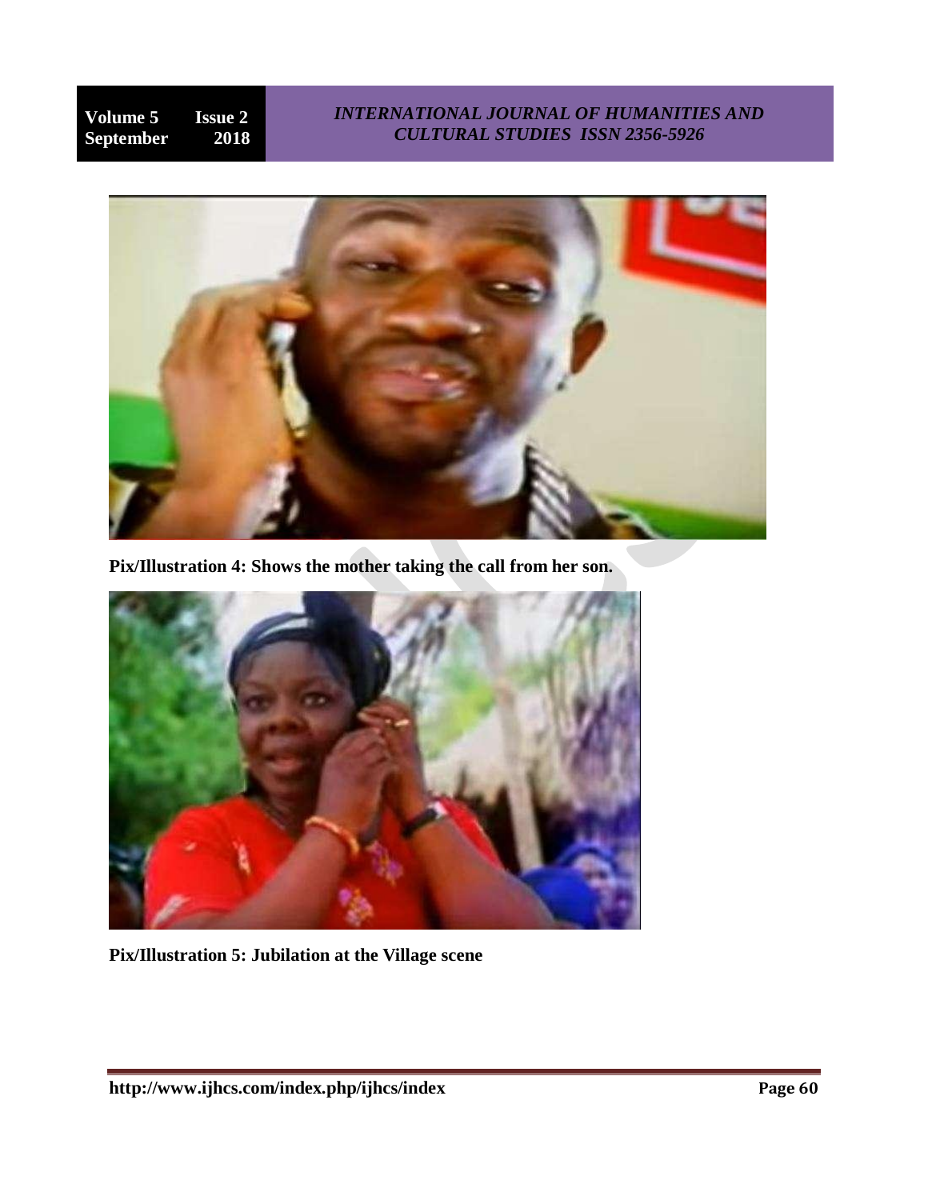Pix/Illustration 4: Shows the mother taking the call from her son.

Pix/Illustration 5: Jubilation at the Village scene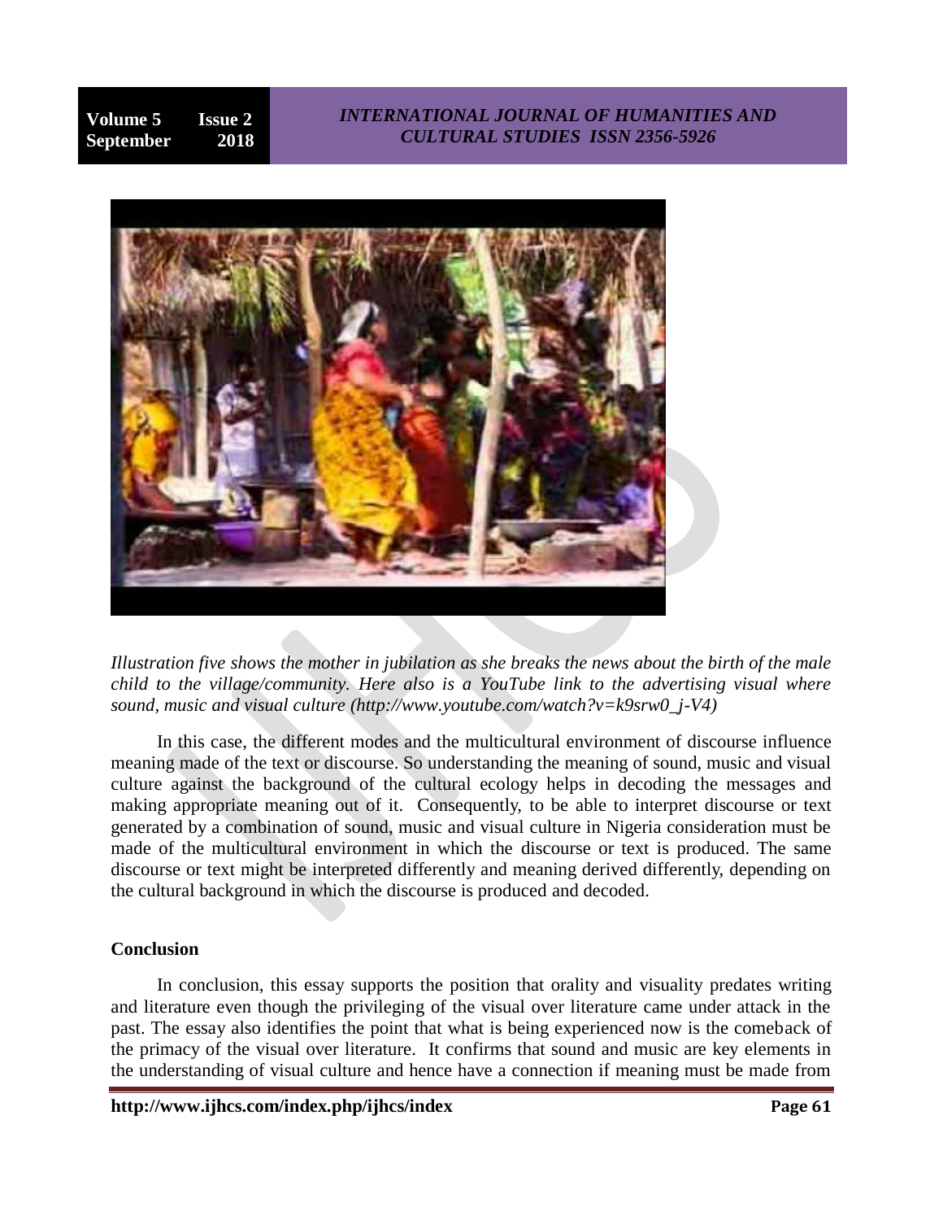*Illustration five shows the mother in jubilation as she breaks the news about the birth of the male child to the village/community. Here also is a YouTube link to the advertising visual where sound, music and visual culture (http://www.youtube.com/watch?v=k9srw0_j-V4)*

In this case, the different modes and the multicultural environment of discourse influence meaning made of the text or discourse. So understanding the meaning of sound, music and visual culture against the background of the cultural ecology helps in decoding the messages and making appropriate meaning out of it. Consequently, to be able to interpret discourse or text generated by a combination of sound, music and visual culture in Nigeria consideration must be made of the multicultural environment in which the discourse or text is produced. The same discourse or text might be interpreted differently and meaning derived differently, depending on the cultural background in which the discourse is produced and decoded.

**Conclusion**

In conclusion, this essay supports the position that orality and visuality predates writing and literature even though the privileging of the visual over literature came under attack in the past. The essay also identifies the point that what is being experienced now is the comeback of the primacy of the visual over literature. It confirms that sound and music are key elements in the understanding of visual culture and hence have a connection if meaning must be made from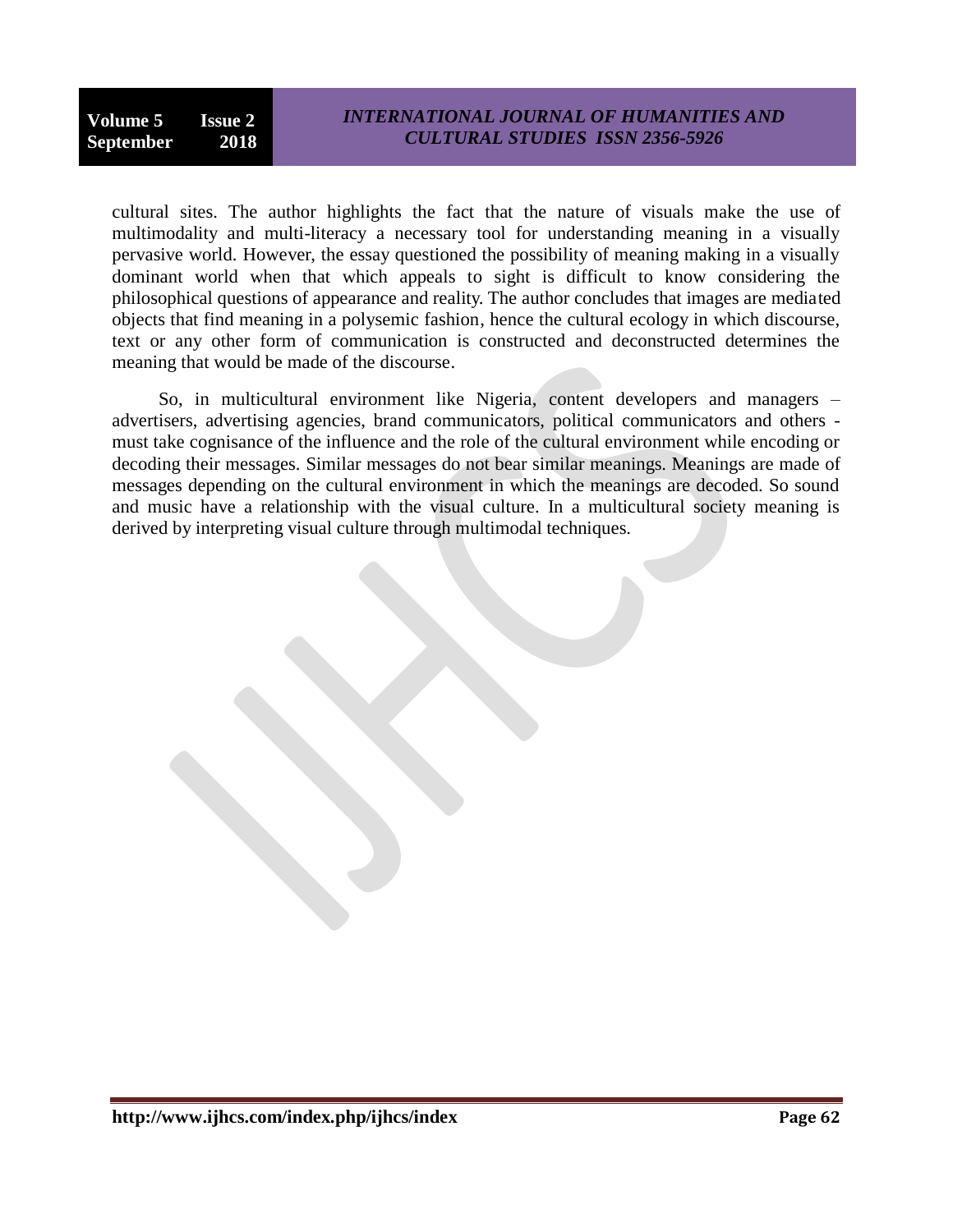cultural sites. The author highlights the fact that the nature of visuals make the use of multimodality and multi-literacy a necessary tool for understanding meaning in a visually pervasive world. However, the essay questioned the possibility of meaning making in a visually dominant world when that which appeals to sight is difficult to know considering the philosophical questions of appearance and reality. The author concludes that images are mediated objects that find meaning in a polysemic fashion, hence the cultural ecology in which discourse, text or any other form of communication is constructed and deconstructed determines the meaning that would be made of the discourse.

So, in multicultural environment like Nigeria, content developers and managers – advertisers, advertising agencies, brand communicators, political communicators and others - must take cognisance of the influence and the role of the cultural environment while encoding or decoding their messages. Similar messages do not bear similar meanings. Meanings are made of messages depending on the cultural environment in which the meanings are decoded. So sound and music have a relationship with the visual culture. In a multicultural society meaning is derived by interpreting visual culture through multimodal techniques.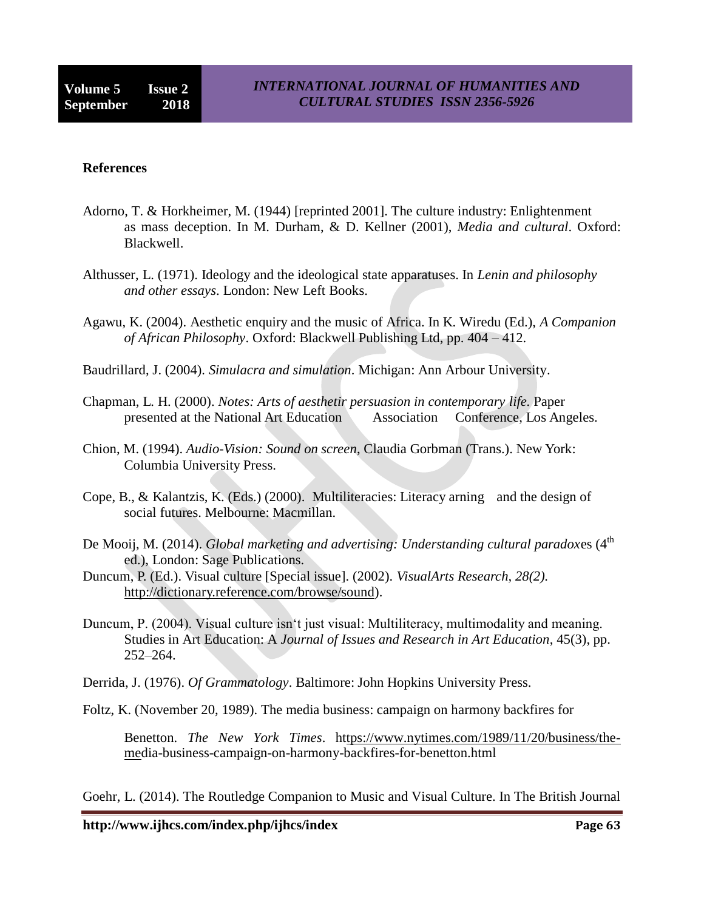**References**

Adorno, T. & Horkheimer, M. (1944) [reprinted 2001]. The culture industry: Enlightenment as mass deception. In M. Durham, & D. Kellner (2001), *Media and cultural*. Oxford: Blackwell.

Althusser, L. (1971). Ideology and the ideological state apparatuses. In *Lenin and philosophy and other essays*. London: New Left Books.

Agawu, K. (2004). Aesthetic enquiry and the music of Africa. In K. Wiredu (Ed.), *A Companion of African Philosophy*. Oxford: Blackwell Publishing Ltd, pp. 404 – 412.

Baudrillard, J. (2004). *Simulacra and simulation*. Michigan: Ann Arbour University.

Chapman, L. H. (2000). *Notes: Arts of aesthetir persuasion in contemporary life.* Paper presented at the National Art Education Association Conference, Los Angeles.

Chion, M. (1994). *Audio-Vision: Sound on screen*, Claudia Gorbman (Trans.). New York: Columbia University Press.

Cope, B., & Kalantzis, K. (Eds.) (2000). Multiliteracies: Literacy arning and the design of social futures. Melbourne: Macmillan.

De Mooij, M. (2014). *Global marketing and advertising: Understanding cultural paradox*es (4th ed.), London: Sage Publications.

Duncum, P. (Ed.). Visual culture [Special issue]. (2002). *VisualArts Research, 28(2).* http://dictionary.reference.com/browse/sound).

Duncum, P. (2004). Visual culture isn't just visual: Multiliteracy, multimodality and meaning. Studies in Art Education: A *Journal of Issues and Research in Art Education*, 45(3), pp. 252–264.

Derrida, J. (1976). *Of Grammatology*. Baltimore: John Hopkins University Press.

Foltz, K. (November 20, 1989). The media business: campaign on harmony backfires for Benetton. *The New York Times*. https://www.nytimes.com/1989/11/20/business/the-media-business-campaign-on-harmony-backfires-for-benetton.html

Goehr, L. (2014). The Routledge Companion to Music and Visual Culture. In The British Journal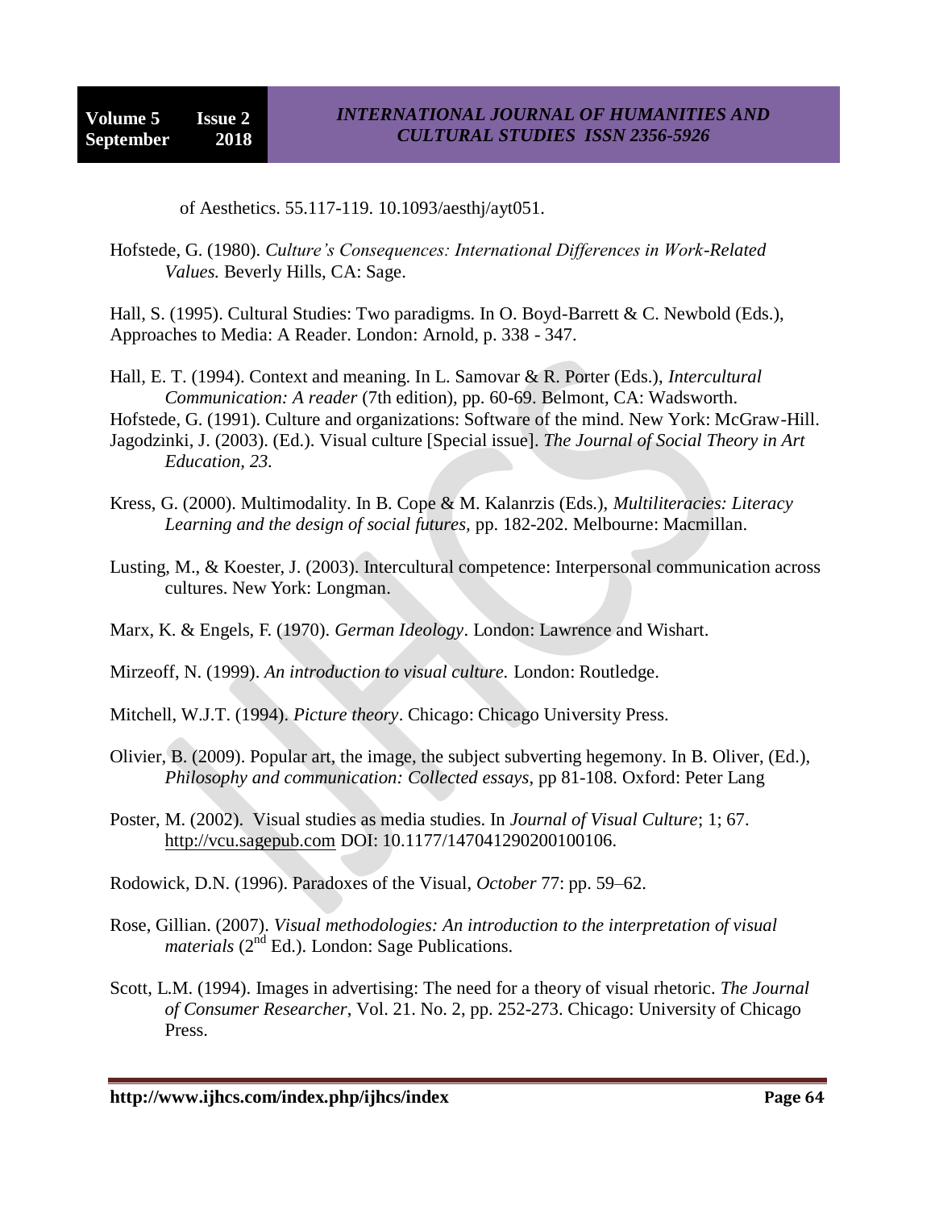of Aesthetics. 55.117-119. 10.1093/aesthj/ayt051.

Hofstede, G. (1980). *Culture's Consequences: International Differences in Work-Related Values.* Beverly Hills, CA: Sage.

Hall, S. (1995). Cultural Studies: Two paradigms. In O. Boyd-Barrett & C. Newbold (Eds.), Approaches to Media: A Reader. London: Arnold, p. 338 - 347.

Hall, E. T. (1994). Context and meaning. In L. Samovar & R. Porter (Eds.), *Intercultural Communication: A reader* (7th edition), pp. 60-69. Belmont, CA: Wadsworth.

Hofstede, G. (1991). Culture and organizations: Software of the mind. New York: McGraw-Hill.

Jagodzinki, J. (2003). (Ed.). Visual culture [Special issue]. *The Journal of Social Theory in Art Education, 23.*

Kress, G. (2000). Multimodality. In B. Cope & M. Kalanrzis (Eds.), *Multiliteracies: Literacy Learning and the design of social futures,* pp. 182-202. Melbourne: Macmillan.

Lusting, M., & Koester, J. (2003). Intercultural competence: Interpersonal communication across cultures. New York: Longman.

Marx, K. & Engels, F. (1970). *German Ideology*. London: Lawrence and Wishart.

Mirzeoff, N. (1999). *An introduction to visual culture.* London: Routledge.

Mitchell, W.J.T. (1994). *Picture theory*. Chicago: Chicago University Press.

Olivier, B. (2009). Popular art, the image, the subject subverting hegemony. In B. Oliver, (Ed.), *Philosophy and communication: Collected essays*, pp 81-108. Oxford: Peter Lang

Poster, M. (2002). Visual studies as media studies. In *Journal of Visual Culture*; 1; 67. http://vcu.sagepub.com DOI: 10.1177/147041290200100106.

Rodowick, D.N. (1996). Paradoxes of the Visual, *October* 77: pp. 59–62.

Rose, Gillian. (2007). *Visual methodologies: An introduction to the interpretation of visual materials* (2nd Ed.). London: Sage Publications.

Scott, L.M. (1994). Images in advertising: The need for a theory of visual rhetoric. *The Journal of Consumer Researcher*, Vol. 21. No. 2, pp. 252-273. Chicago: University of Chicago Press.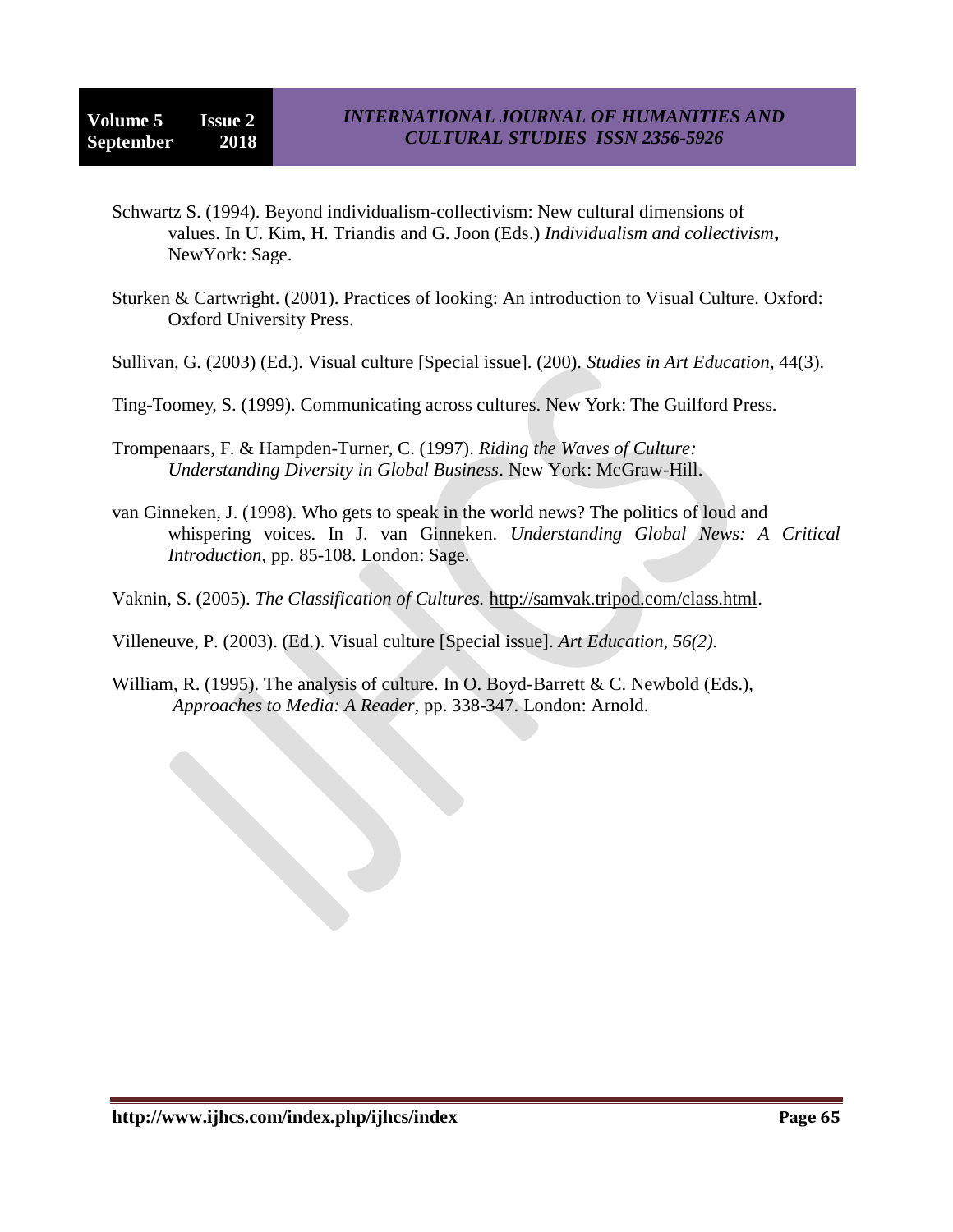Schwartz S. (1994). Beyond individualism-collectivism: New cultural dimensions of values. In U. Kim, H. Triandis and G. Joon (Eds.) *Individualism and collectivism***,** NewYork: Sage.

Sturken & Cartwright. (2001). Practices of looking: An introduction to Visual Culture. Oxford: Oxford University Press.

Sullivan, G. (2003) (Ed.). Visual culture [Special issue]. (200). *Studies in Art Education,* 44(3).

Ting-Toomey, S. (1999). Communicating across cultures. New York: The Guilford Press.

Trompenaars, F. & Hampden-Turner, C. (1997). *Riding the Waves of Culture: Understanding Diversity in Global Business*. New York: McGraw-Hill.

van Ginneken, J. (1998). Who gets to speak in the world news? The politics of loud and whispering voices. In J. van Ginneken. *Understanding Global News: A Critical Introduction*, pp. 85-108. London: Sage.

Vaknin, S. (2005). *The Classification of Cultures.* http://samvak.tripod.com/class.html.

Villeneuve, P. (2003). (Ed.). Visual culture [Special issue]. *Art Education, 56(2).*

William, R. (1995). The analysis of culture. In O. Boyd-Barrett & C. Newbold (Eds.), *Approaches to Media: A Reader*, pp. 338-347. London: Arnold.